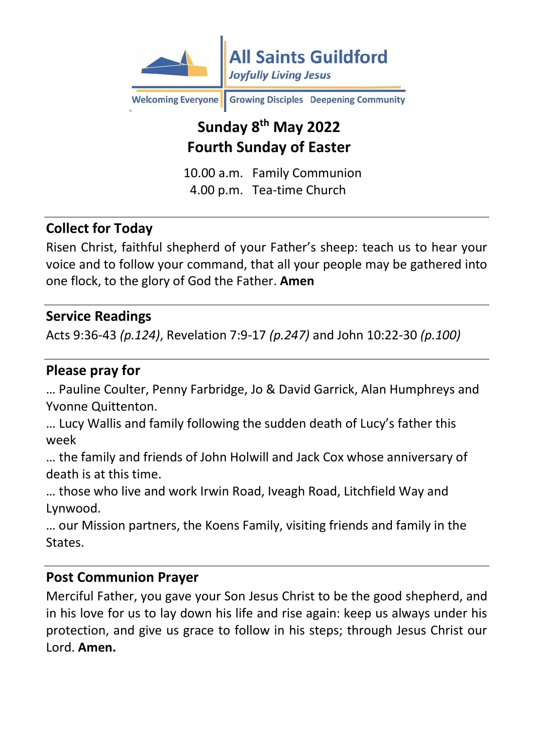**All Saints Guildford**

*Joyfully Living Jesus*

Welcoming Everyone | Growing Disciples | Deepening Community

# Sunday 8th May 2022
# Fourth Sunday of Easter

10.00 a.m. Family Communion
4.00 p.m. Tea-time Church

---

## Collect for Today

Risen Christ, faithful shepherd of your Father's sheep: teach us to hear your voice and to follow your command, that all your people may be gathered into one flock, to the glory of God the Father. **Amen**

---

## Service Readings

Acts 9:36-43 *(p.124)*, Revelation 7:9-17 *(p.247)* and John 10:22-30 *(p.100)*

---

## Please pray for

… Pauline Coulter, Penny Farbridge, Jo & David Garrick, Alan Humphreys and Yvonne Quittenton.

… Lucy Wallis and family following the sudden death of Lucy's father this week

… the family and friends of John Holwill and Jack Cox whose anniversary of death is at this time.

… those who live and work Irwin Road, Iveagh Road, Litchfield Way and Lynwood.

… our Mission partners, the Koens Family, visiting friends and family in the States.

---

## Post Communion Prayer

Merciful Father, you gave your Son Jesus Christ to be the good shepherd, and in his love for us to lay down his life and rise again: keep us always under his protection, and give us grace to follow in his steps; through Jesus Christ our Lord. **Amen.**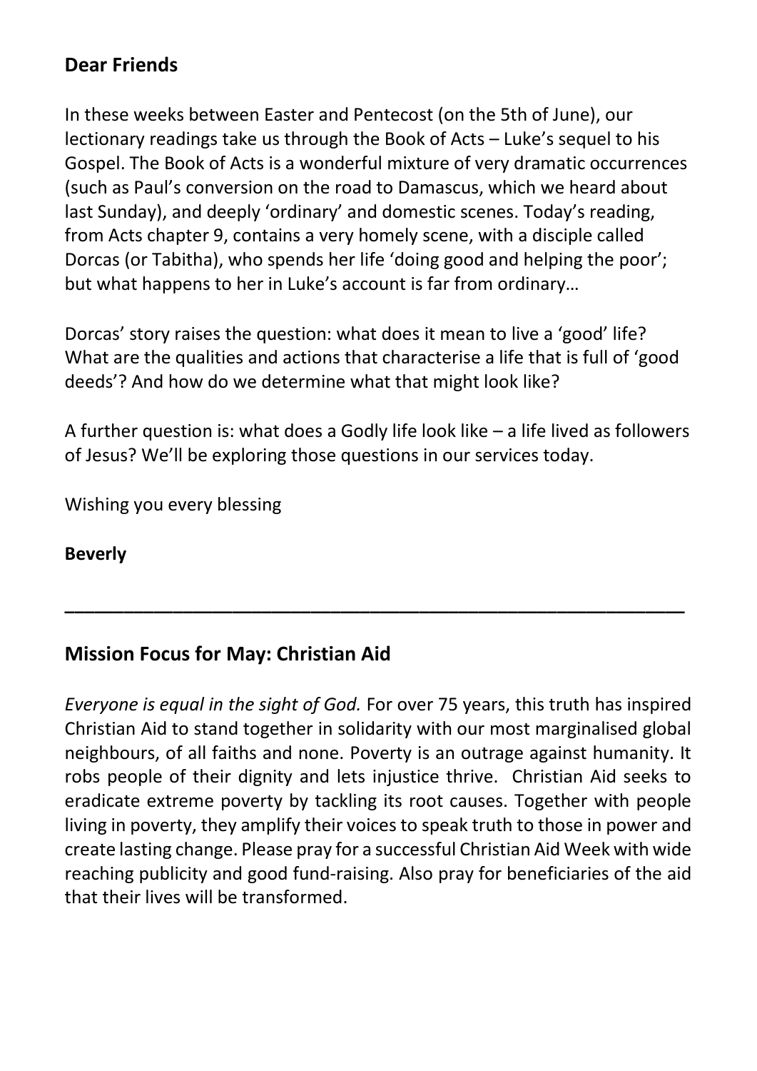## Dear Friends

In these weeks between Easter and Pentecost (on the 5th of June), our lectionary readings take us through the Book of Acts – Luke's sequel to his Gospel. The Book of Acts is a wonderful mixture of very dramatic occurrences (such as Paul's conversion on the road to Damascus, which we heard about last Sunday), and deeply 'ordinary' and domestic scenes. Today's reading, from Acts chapter 9, contains a very homely scene, with a disciple called Dorcas (or Tabitha), who spends her life 'doing good and helping the poor'; but what happens to her in Luke's account is far from ordinary…

Dorcas' story raises the question: what does it mean to live a 'good' life? What are the qualities and actions that characterise a life that is full of 'good deeds'? And how do we determine what that might look like?

A further question is: what does a Godly life look like – a life lived as followers of Jesus? We'll be exploring those questions in our services today.

Wishing you every blessing

**Beverly**

---

## Mission Focus for May: Christian Aid

*Everyone is equal in the sight of God.* For over 75 years, this truth has inspired Christian Aid to stand together in solidarity with our most marginalised global neighbours, of all faiths and none. Poverty is an outrage against humanity. It robs people of their dignity and lets injustice thrive. Christian Aid seeks to eradicate extreme poverty by tackling its root causes. Together with people living in poverty, they amplify their voices to speak truth to those in power and create lasting change. Please pray for a successful Christian Aid Week with wide reaching publicity and good fund-raising. Also pray for beneficiaries of the aid that their lives will be transformed.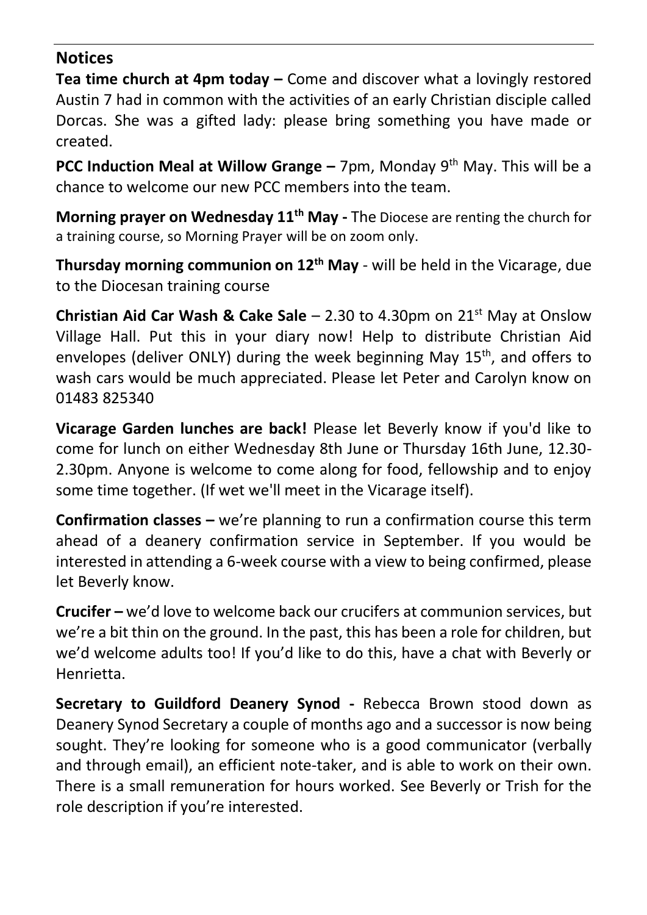## Notices

**Tea time church at 4pm today –** Come and discover what a lovingly restored Austin 7 had in common with the activities of an early Christian disciple called Dorcas. She was a gifted lady: please bring something you have made or created.

**PCC Induction Meal at Willow Grange –** 7pm, Monday 9th May. This will be a chance to welcome our new PCC members into the team.

**Morning prayer on Wednesday 11th May -** The Diocese are renting the church for a training course, so Morning Prayer will be on zoom only.

**Thursday morning communion on 12th May** - will be held in the Vicarage, due to the Diocesan training course

**Christian Aid Car Wash & Cake Sale** – 2.30 to 4.30pm on 21st May at Onslow Village Hall. Put this in your diary now! Help to distribute Christian Aid envelopes (deliver ONLY) during the week beginning May 15th, and offers to wash cars would be much appreciated. Please let Peter and Carolyn know on 01483 825340

**Vicarage Garden lunches are back!** Please let Beverly know if you'd like to come for lunch on either Wednesday 8th June or Thursday 16th June, 12.30-2.30pm. Anyone is welcome to come along for food, fellowship and to enjoy some time together. (If wet we'll meet in the Vicarage itself).

**Confirmation classes –** we're planning to run a confirmation course this term ahead of a deanery confirmation service in September. If you would be interested in attending a 6-week course with a view to being confirmed, please let Beverly know.

**Crucifer –** we'd love to welcome back our crucifers at communion services, but we're a bit thin on the ground. In the past, this has been a role for children, but we'd welcome adults too! If you'd like to do this, have a chat with Beverly or Henrietta.

**Secretary to Guildford Deanery Synod -** Rebecca Brown stood down as Deanery Synod Secretary a couple of months ago and a successor is now being sought. They're looking for someone who is a good communicator (verbally and through email), an efficient note-taker, and is able to work on their own. There is a small remuneration for hours worked. See Beverly or Trish for the role description if you're interested.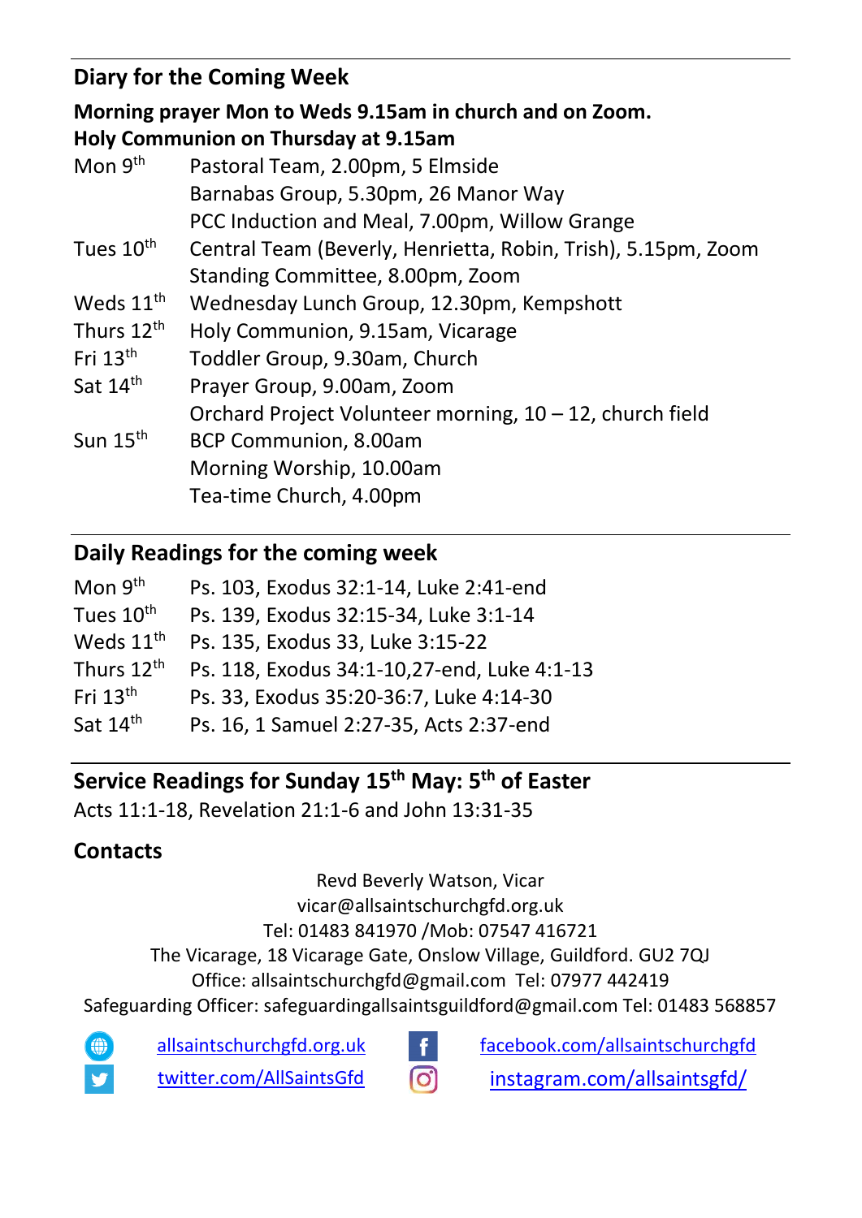## Diary for the Coming Week

**Morning prayer Mon to Weds 9.15am in church and on Zoom.**
**Holy Communion on Thursday at 9.15am**

| | |
|---|---|
| Mon 9th | Pastoral Team, 2.00pm, 5 Elmside |
| | Barnabas Group, 5.30pm, 26 Manor Way |
| | PCC Induction and Meal, 7.00pm, Willow Grange |
| Tues 10th | Central Team (Beverly, Henrietta, Robin, Trish), 5.15pm, Zoom |
| | Standing Committee, 8.00pm, Zoom |
| Weds 11th | Wednesday Lunch Group, 12.30pm, Kempshott |
| Thurs 12th | Holy Communion, 9.15am, Vicarage |
| Fri 13th | Toddler Group, 9.30am, Church |
| Sat 14th | Prayer Group, 9.00am, Zoom |
| | Orchard Project Volunteer morning, 10 – 12, church field |
| Sun 15th | BCP Communion, 8.00am |
| | Morning Worship, 10.00am |
| | Tea-time Church, 4.00pm |

## Daily Readings for the coming week

| | |
|---|---|
| Mon 9th | Ps. 103, Exodus 32:1-14, Luke 2:41-end |
| Tues 10th | Ps. 139, Exodus 32:15-34, Luke 3:1-14 |
| Weds 11th | Ps. 135, Exodus 33, Luke 3:15-22 |
| Thurs 12th | Ps. 118, Exodus 34:1-10,27-end, Luke 4:1-13 |
| Fri 13th | Ps. 33, Exodus 35:20-36:7, Luke 4:14-30 |
| Sat 14th | Ps. 16, 1 Samuel 2:27-35, Acts 2:37-end |

## Service Readings for Sunday 15th May: 5th of Easter

Acts 11:1-18, Revelation 21:1-6 and John 13:31-35

## Contacts

Revd Beverly Watson, Vicar
vicar@allsaintschurchgfd.org.uk
Tel: 01483 841970 /Mob: 07547 416721
The Vicarage, 18 Vicarage Gate, Onslow Village, Guildford. GU2 7QJ
Office: allsaintschurchgfd@gmail.com Tel: 07977 442419
Safeguarding Officer: safeguardingallsaintsguildford@gmail.com Tel: 01483 568857

allsaintschurchgfd.org.uk
facebook.com/allsaintschurchgfd
twitter.com/AllSaintsGfd
instagram.com/allsaintsgfd/